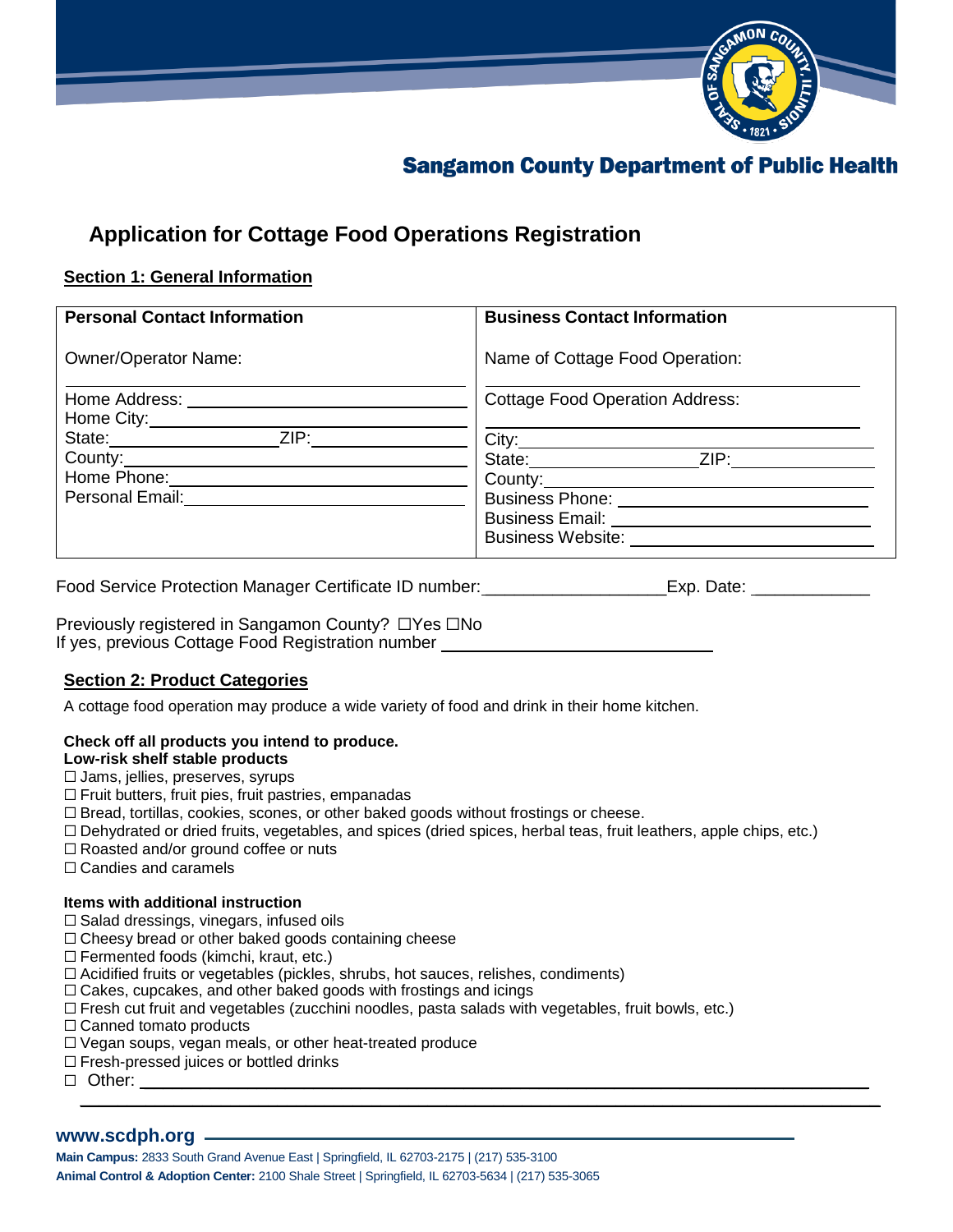Sangamon County Department of Public Health

# Application for Cottage Food Operations Registration

## Section 1: General Information

| Personal Contact Information | Business Contact Information |
|---|---|
| Owner/Operator Name: | Name of Cottage Food Operation: |
| Home Address: | Cottage Food Operation Address: |
| Home City: | City: |
| State: ZIP: | State: ZIP: |
| County: | County: |
| Home Phone: | Business Phone: |
| Personal Email: | Business Email: |
| | Business Website: |

Food Service Protection Manager Certificate ID number:__________________Exp. Date: ____________

Previously registered in Sangamon County? ☐Yes ☐No
If yes, previous Cottage Food Registration number ____________________

## Section 2: Product Categories

A cottage food operation may produce a wide variety of food and drink in their home kitchen.

**Check off all products you intend to produce.**
**Low-risk shelf stable products**

- ☐ Jams, jellies, preserves, syrups
- ☐ Fruit butters, fruit pies, fruit pastries, empanadas
- ☐ Bread, tortillas, cookies, scones, or other baked goods without frostings or cheese.
- ☐ Dehydrated or dried fruits, vegetables, and spices (dried spices, herbal teas, fruit leathers, apple chips, etc.)
- ☐ Roasted and/or ground coffee or nuts
- ☐ Candies and caramels

**Items with additional instruction**

- ☐ Salad dressings, vinegars, infused oils
- ☐ Cheesy bread or other baked goods containing cheese
- ☐ Fermented foods (kimchi, kraut, etc.)
- ☐ Acidified fruits or vegetables (pickles, shrubs, hot sauces, relishes, condiments)
- ☐ Cakes, cupcakes, and other baked goods with frostings and icings
- ☐ Fresh cut fruit and vegetables (zucchini noodles, pasta salads with vegetables, fruit bowls, etc.)
- ☐ Canned tomato products
- ☐ Vegan soups, vegan meals, or other heat-treated produce
- ☐ Fresh-pressed juices or bottled drinks
- ☐ Other: ____________________

www.scdph.org

**Main Campus:** 2833 South Grand Avenue East | Springfield, IL 62703-2175 | (217) 535-3100
**Animal Control & Adoption Center:** 2100 Shale Street | Springfield, IL 62703-5634 | (217) 535-3065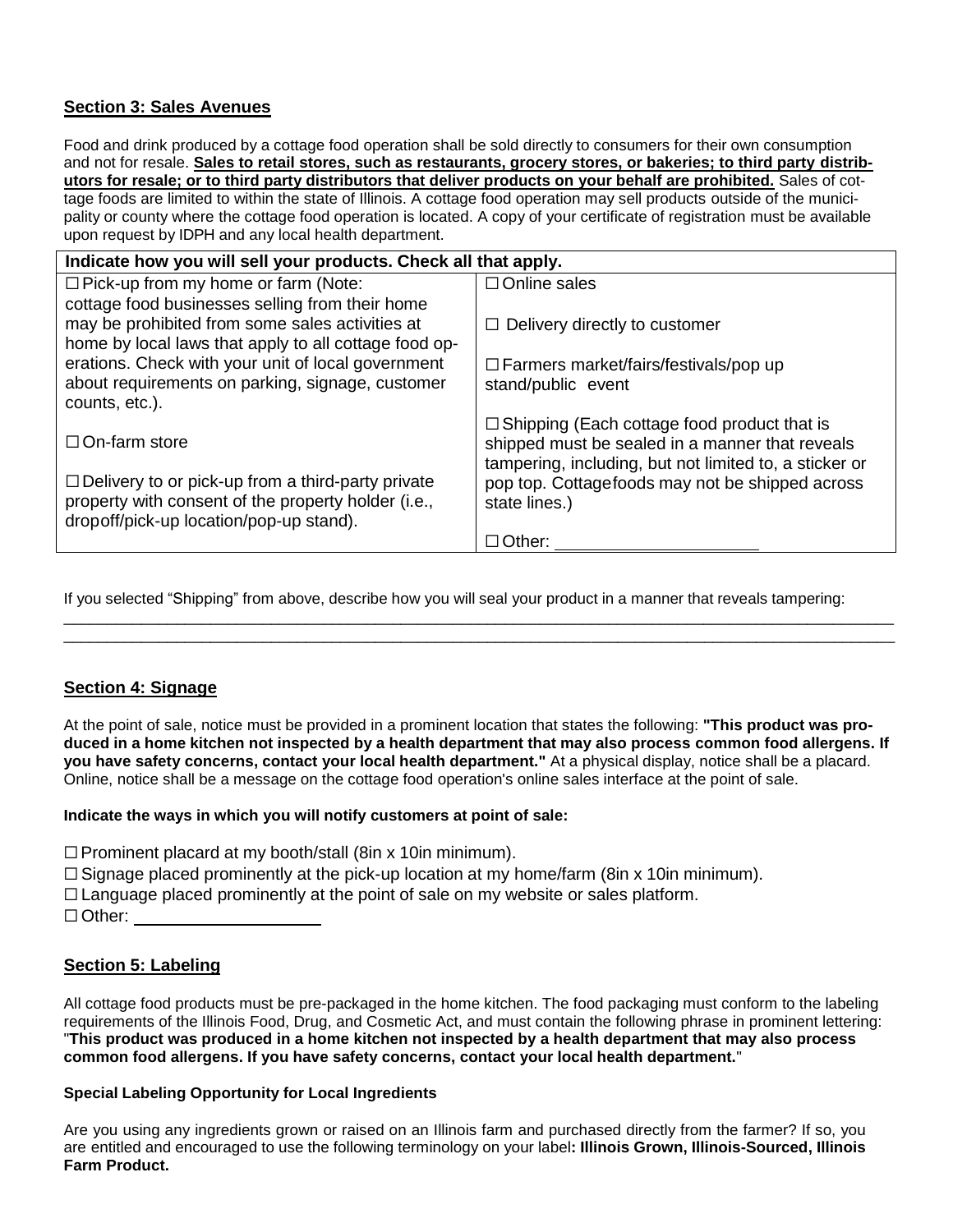## Section 3: Sales Avenues

Food and drink produced by a cottage food operation shall be sold directly to consumers for their own consumption and not for resale. **Sales to retail stores, such as restaurants, grocery stores, or bakeries; to third party distributors for resale; or to third party distributors that deliver products on your behalf are prohibited.** Sales of cottage foods are limited to within the state of Illinois. A cottage food operation may sell products outside of the municipality or county where the cottage food operation is located. A copy of your certificate of registration must be available upon request by IDPH and any local health department.

| **Indicate how you will sell your products. Check all that apply.** | |
|---|---|
| ☐ Pick-up from my home or farm (Note: cottage food businesses selling from their home may be prohibited from some sales activities at home by local laws that apply to all cottage food operations. Check with your unit of local government about requirements on parking, signage, customer counts, etc.). | ☐ Online sales |
| | ☐ Delivery directly to customer |
| | ☐ Farmers market/fairs/festivals/pop up stand/public event |
| ☐ On-farm store | ☐ Shipping (Each cottage food product that is shipped must be sealed in a manner that reveals tampering, including, but not limited to, a sticker or pop top. Cottage foods may not be shipped across state lines.) |
| ☐ Delivery to or pick-up from a third-party private property with consent of the property holder (i.e., dropoff/pick-up location/pop-up stand). | ☐ Other: ____________________ |

If you selected "Shipping" from above, describe how you will seal your product in a manner that reveals tampering:

______________________________________________________________________________________________

______________________________________________________________________________________________

## Section 4: Signage

At the point of sale, notice must be provided in a prominent location that states the following: **"This product was produced in a home kitchen not inspected by a health department that may also process common food allergens. If you have safety concerns, contact your local health department."** At a physical display, notice shall be a placard. Online, notice shall be a message on the cottage food operation's online sales interface at the point of sale.

**Indicate the ways in which you will notify customers at point of sale:**

☐ Prominent placard at my booth/stall (8in x 10in minimum).
☐ Signage placed prominently at the pick-up location at my home/farm (8in x 10in minimum).
☐ Language placed prominently at the point of sale on my website or sales platform.
☐ Other: ____________________

## Section 5: Labeling

All cottage food products must be pre-packaged in the home kitchen. The food packaging must conform to the labeling requirements of the Illinois Food, Drug, and Cosmetic Act, and must contain the following phrase in prominent lettering: "**This product was produced in a home kitchen not inspected by a health department that may also process common food allergens. If you have safety concerns, contact your local health department.**"

**Special Labeling Opportunity for Local Ingredients**

Are you using any ingredients grown or raised on an Illinois farm and purchased directly from the farmer? If so, you are entitled and encouraged to use the following terminology on your label**: Illinois Grown, Illinois-Sourced, Illinois Farm Product.**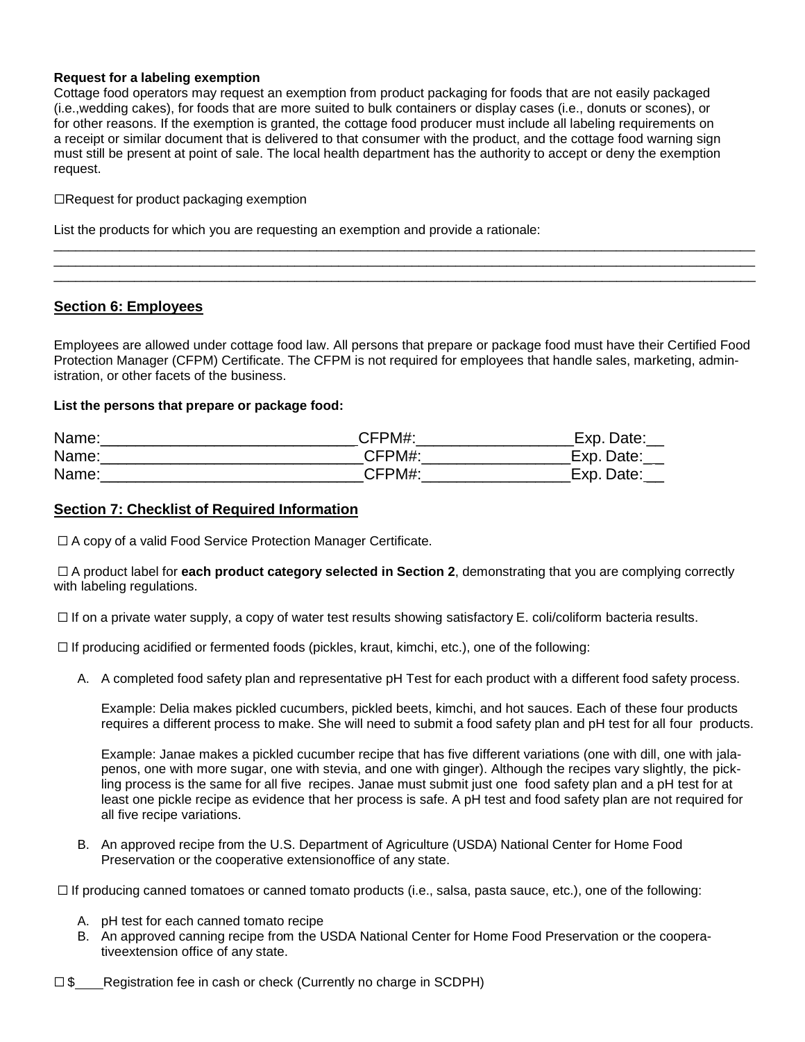**Request for a labeling exemption**

Cottage food operators may request an exemption from product packaging for foods that are not easily packaged (i.e.,wedding cakes), for foods that are more suited to bulk containers or display cases (i.e., donuts or scones), or for other reasons. If the exemption is granted, the cottage food producer must include all labeling requirements on a receipt or similar document that is delivered to that consumer with the product, and the cottage food warning sign must still be present at point of sale. The local health department has the authority to accept or deny the exemption request.

☐Request for product packaging exemption

List the products for which you are requesting an exemption and provide a rationale:

_______________________________________________________________________________________________

_______________________________________________________________________________________________

_______________________________________________________________________________________________

## Section 6: Employees

Employees are allowed under cottage food law. All persons that prepare or package food must have their Certified Food Protection Manager (CFPM) Certificate. The CFPM is not required for employees that handle sales, marketing, administration, or other facets of the business.

**List the persons that prepare or package food:**

Name:_____________________________CFPM#:_________________Exp. Date:__

Name:______________________________CFPM#:________________Exp. Date:__

Name:______________________________CFPM#:________________Exp. Date:__

## Section 7: Checklist of Required Information

☐ A copy of a valid Food Service Protection Manager Certificate.

☐ A product label for **each product category selected in Section 2**, demonstrating that you are complying correctly with labeling regulations.

☐ If on a private water supply, a copy of water test results showing satisfactory E. coli/coliform bacteria results.

☐ If producing acidified or fermented foods (pickles, kraut, kimchi, etc.), one of the following:

A. A completed food safety plan and representative pH Test for each product with a different food safety process.

   Example: Delia makes pickled cucumbers, pickled beets, kimchi, and hot sauces. Each of these four products requires a different process to make. She will need to submit a food safety plan and pH test for all four products.

   Example: Janae makes a pickled cucumber recipe that has five different variations (one with dill, one with jalapenos, one with more sugar, one with stevia, and one with ginger). Although the recipes vary slightly, the pickling process is the same for all five recipes. Janae must submit just one food safety plan and a pH test for at least one pickle recipe as evidence that her process is safe. A pH test and food safety plan are not required for all five recipe variations.

B. An approved recipe from the U.S. Department of Agriculture (USDA) National Center for Home Food Preservation or the cooperative extensionoffice of any state.

☐ If producing canned tomatoes or canned tomato products (i.e., salsa, pasta sauce, etc.), one of the following:

A. pH test for each canned tomato recipe
B. An approved canning recipe from the USDA National Center for Home Food Preservation or the cooperativeextension office of any state.

☐ $____Registration fee in cash or check (Currently no charge in SCDPH)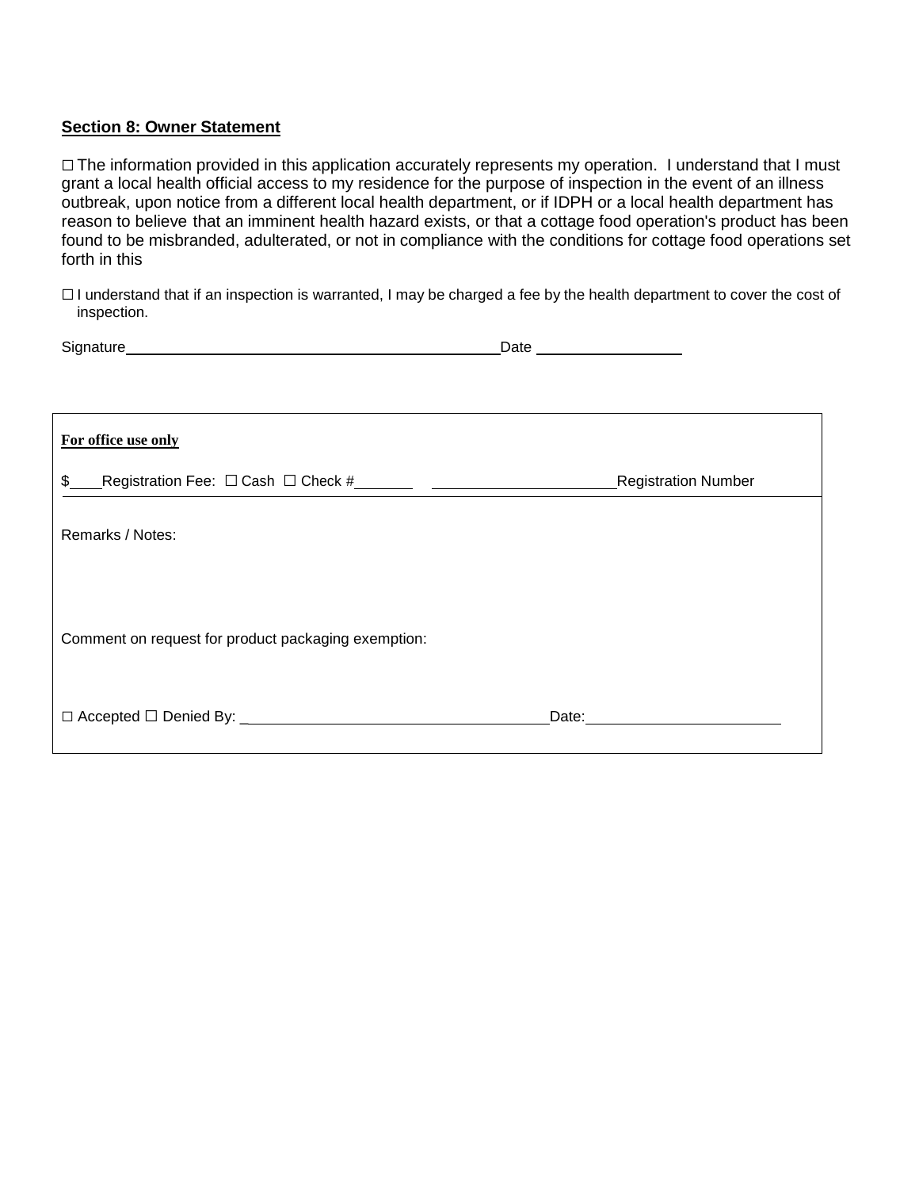**Section 8: Owner Statement**

☐ The information provided in this application accurately represents my operation.  I understand that I must grant a local health official access to my residence for the purpose of inspection in the event of an illness outbreak, upon notice from a different local health department, or if IDPH or a local health department has reason to believe that an imminent health hazard exists, or that a cottage food operation's product has been found to be misbranded, adulterated, or not in compliance with the conditions for cottage food operations set forth in this

☐ I understand that if an inspection is warranted, I may be charged a fee by the health department to cover the cost of inspection.

Signature_____________________________________________ Date _________________

---

**For office use only**

$____ Registration Fee:  ☐ Cash  ☐ Check #_______     _____________________ Registration Number

Remarks / Notes:

Comment on request for product packaging exemption:

☐ Accepted ☐ Denied By: ___________________________________ Date: _______________________